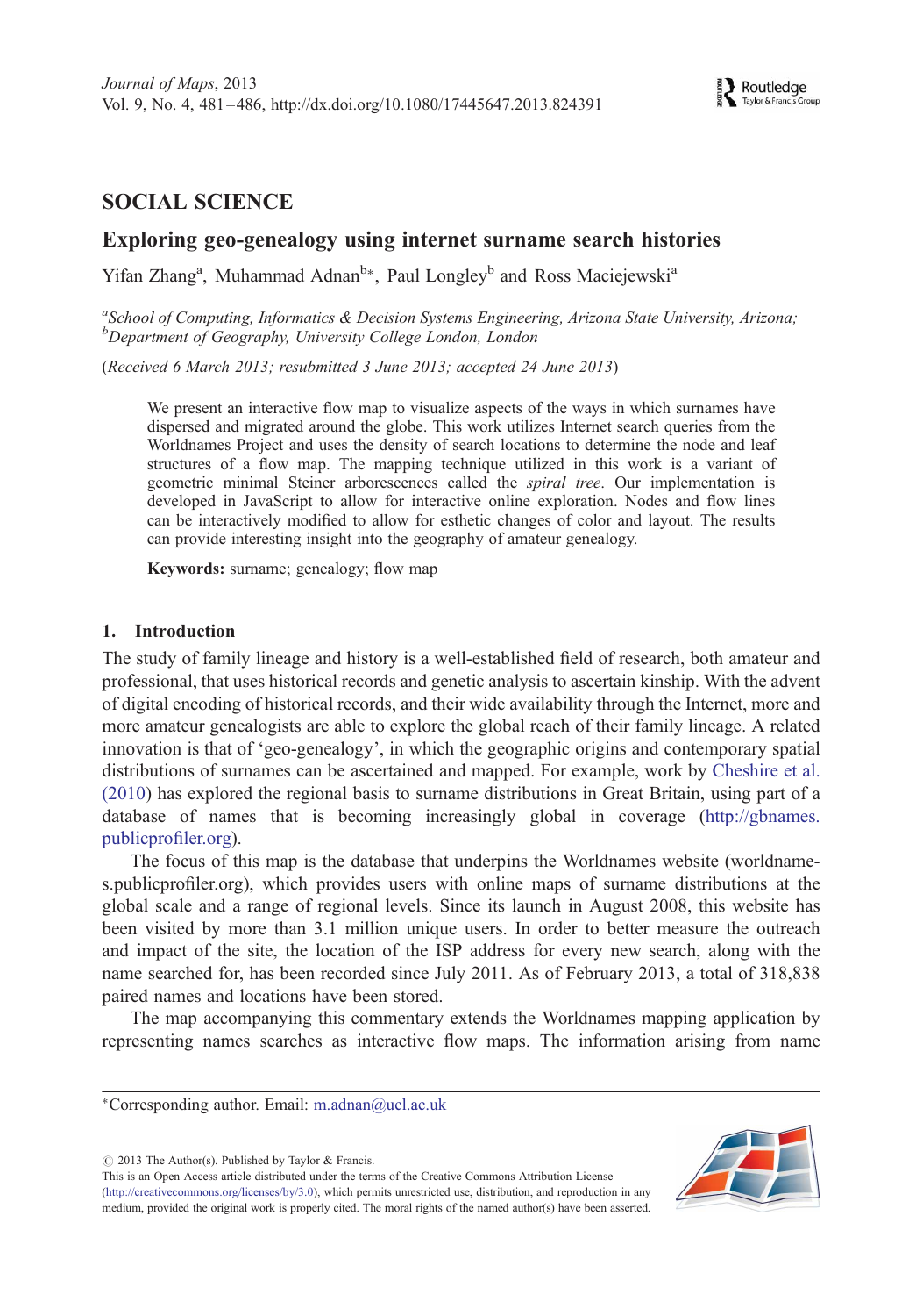## SOCIAL SCIENCE

# Exploring geo-genealogy using internet surname search histories

Yifan Zhang[a], Muhammad Adnan[b*], Paul Longley[b] and Ross Maciejewski[a]

[a]*School of Computing, Informatics & Decision Systems Engineering, Arizona State University, Arizona;* [b]*Department of Geography, University College London, London*

(*Received 6 March 2013; resubmitted 3 June 2013; accepted 24 June 2013*)

We present an interactive flow map to visualize aspects of the ways in which surnames have dispersed and migrated around the globe. This work utilizes Internet search queries from the Worldnames Project and uses the density of search locations to determine the node and leaf structures of a flow map. The mapping technique utilized in this work is a variant of geometric minimal Steiner arborescences called the *spiral tree*. Our implementation is developed in JavaScript to allow for interactive online exploration. Nodes and flow lines can be interactively modified to allow for esthetic changes of color and layout. The results can provide interesting insight into the geography of amateur genealogy.

**Keywords:** surname; genealogy; flow map

## 1. Introduction

The study of family lineage and history is a well-established field of research, both amateur and professional, that uses historical records and genetic analysis to ascertain kinship. With the advent of digital encoding of historical records, and their wide availability through the Internet, more and more amateur genealogists are able to explore the global reach of their family lineage. A related innovation is that of 'geo-genealogy', in which the geographic origins and contemporary spatial distributions of surnames can be ascertained and mapped. For example, work by Cheshire et al. (2010) has explored the regional basis to surname distributions in Great Britain, using part of a database of names that is becoming increasingly global in coverage (http://gbnames.publicprofiler.org).

The focus of this map is the database that underpins the Worldnames website (worldnames.publicprofiler.org), which provides users with online maps of surname distributions at the global scale and a range of regional levels. Since its launch in August 2008, this website has been visited by more than 3.1 million unique users. In order to better measure the outreach and impact of the site, the location of the ISP address for every new search, along with the name searched for, has been recorded since July 2011. As of February 2013, a total of 318,838 paired names and locations have been stored.

The map accompanying this commentary extends the Worldnames mapping application by representing names searches as interactive flow maps. The information arising from name

*Corresponding author. Email: m.adnan@ucl.ac.uk

© 2013 The Author(s). Published by Taylor & Francis.
This is an Open Access article distributed under the terms of the Creative Commons Attribution License (http://creativecommons.org/licenses/by/3.0), which permits unrestricted use, distribution, and reproduction in any medium, provided the original work is properly cited. The moral rights of the named author(s) have been asserted.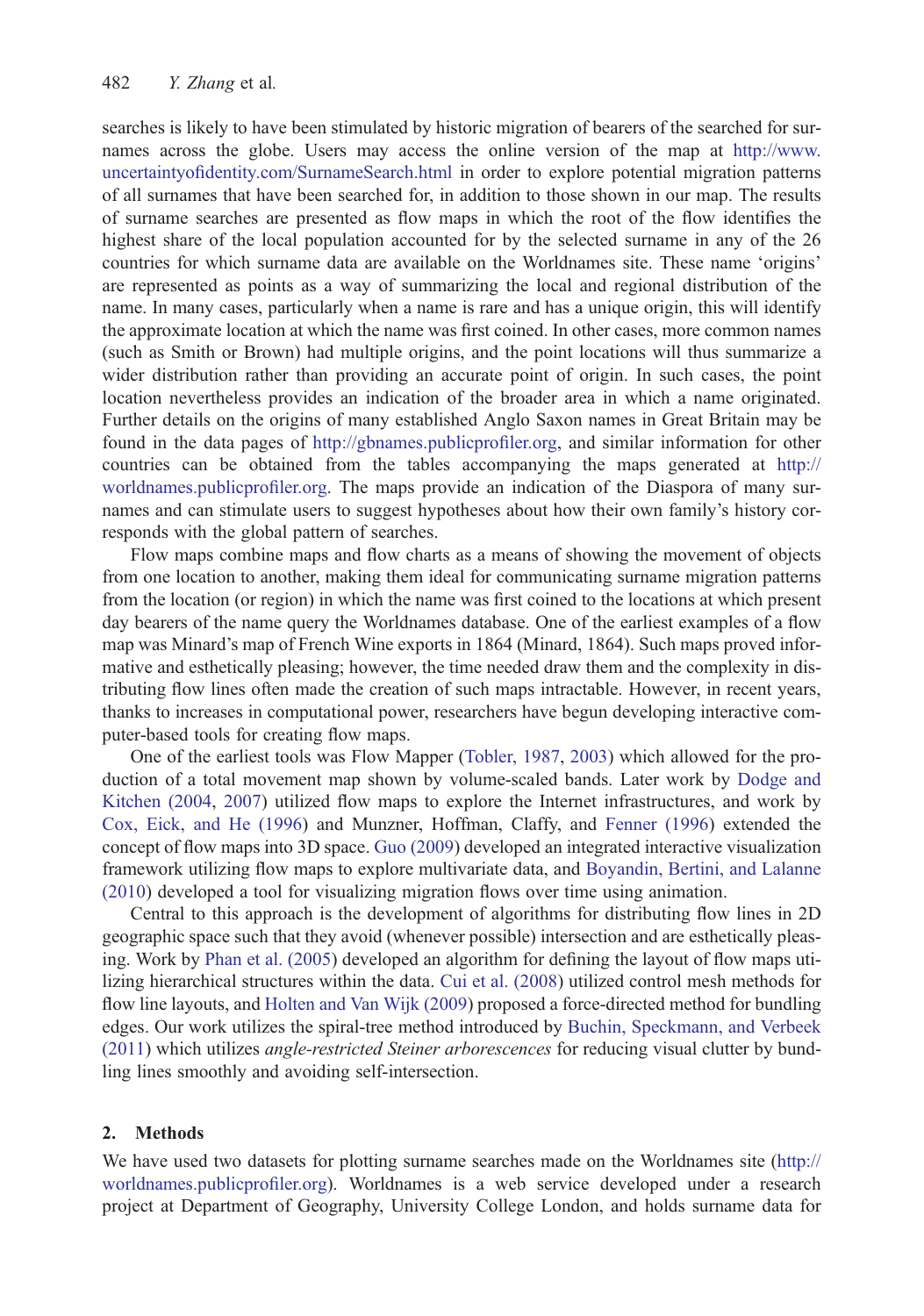searches is likely to have been stimulated by historic migration of bearers of the searched for surnames across the globe. Users may access the online version of the map at http://www.uncertaintyofidentity.com/SurnameSearch.html in order to explore potential migration patterns of all surnames that have been searched for, in addition to those shown in our map. The results of surname searches are presented as flow maps in which the root of the flow identifies the highest share of the local population accounted for by the selected surname in any of the 26 countries for which surname data are available on the Worldnames site. These name 'origins' are represented as points as a way of summarizing the local and regional distribution of the name. In many cases, particularly when a name is rare and has a unique origin, this will identify the approximate location at which the name was first coined. In other cases, more common names (such as Smith or Brown) had multiple origins, and the point locations will thus summarize a wider distribution rather than providing an accurate point of origin. In such cases, the point location nevertheless provides an indication of the broader area in which a name originated. Further details on the origins of many established Anglo Saxon names in Great Britain may be found in the data pages of http://gbnames.publicprofiler.org, and similar information for other countries can be obtained from the tables accompanying the maps generated at http://worldnames.publicprofiler.org. The maps provide an indication of the Diaspora of many surnames and can stimulate users to suggest hypotheses about how their own family's history corresponds with the global pattern of searches.

Flow maps combine maps and flow charts as a means of showing the movement of objects from one location to another, making them ideal for communicating surname migration patterns from the location (or region) in which the name was first coined to the locations at which present day bearers of the name query the Worldnames database. One of the earliest examples of a flow map was Minard's map of French Wine exports in 1864 (Minard, 1864). Such maps proved informative and esthetically pleasing; however, the time needed draw them and the complexity in distributing flow lines often made the creation of such maps intractable. However, in recent years, thanks to increases in computational power, researchers have begun developing interactive computer-based tools for creating flow maps.

One of the earliest tools was Flow Mapper (Tobler, 1987, 2003) which allowed for the production of a total movement map shown by volume-scaled bands. Later work by Dodge and Kitchen (2004, 2007) utilized flow maps to explore the Internet infrastructures, and work by Cox, Eick, and He (1996) and Munzner, Hoffman, Claffy, and Fenner (1996) extended the concept of flow maps into 3D space. Guo (2009) developed an integrated interactive visualization framework utilizing flow maps to explore multivariate data, and Boyandin, Bertini, and Lalanne (2010) developed a tool for visualizing migration flows over time using animation.

Central to this approach is the development of algorithms for distributing flow lines in 2D geographic space such that they avoid (whenever possible) intersection and are esthetically pleasing. Work by Phan et al. (2005) developed an algorithm for defining the layout of flow maps utilizing hierarchical structures within the data. Cui et al. (2008) utilized control mesh methods for flow line layouts, and Holten and Van Wijk (2009) proposed a force-directed method for bundling edges. Our work utilizes the spiral-tree method introduced by Buchin, Speckmann, and Verbeek (2011) which utilizes *angle-restricted Steiner arborescences* for reducing visual clutter by bundling lines smoothly and avoiding self-intersection.

## 2. Methods

We have used two datasets for plotting surname searches made on the Worldnames site (http://worldnames.publicprofiler.org). Worldnames is a web service developed under a research project at Department of Geography, University College London, and holds surname data for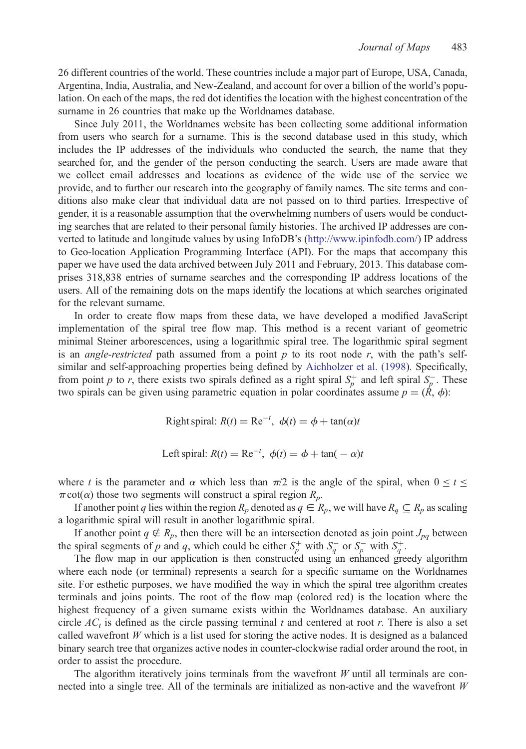26 different countries of the world. These countries include a major part of Europe, USA, Canada, Argentina, India, Australia, and New-Zealand, and account for over a billion of the world's population. On each of the maps, the red dot identifies the location with the highest concentration of the surname in 26 countries that make up the Worldnames database.

Since July 2011, the Worldnames website has been collecting some additional information from users who search for a surname. This is the second database used in this study, which includes the IP addresses of the individuals who conducted the search, the name that they searched for, and the gender of the person conducting the search. Users are made aware that we collect email addresses and locations as evidence of the wide use of the service we provide, and to further our research into the geography of family names. The site terms and conditions also make clear that individual data are not passed on to third parties. Irrespective of gender, it is a reasonable assumption that the overwhelming numbers of users would be conducting searches that are related to their personal family histories. The archived IP addresses are converted to latitude and longitude values by using InfoDB's (http://www.ipinfodb.com/) IP address to Geo-location Application Programming Interface (API). For the maps that accompany this paper we have used the data archived between July 2011 and February, 2013. This database comprises 318,838 entries of surname searches and the corresponding IP address locations of the users. All of the remaining dots on the maps identify the locations at which searches originated for the relevant surname.

In order to create flow maps from these data, we have developed a modified JavaScript implementation of the spiral tree flow map. This method is a recent variant of geometric minimal Steiner arborescences, using a logarithmic spiral tree. The logarithmic spiral segment is an *angle-restricted* path assumed from a point $p$ to its root node $r$, with the path's self-similar and self-approaching properties being defined by Aichholzer et al. (1998). Specifically, from point $p$ to $r$, there exists two spirals defined as a right spiral $S_p^+$ and left spiral $S_p^-$. These two spirals can be given using parametric equation in polar coordinates assume $p = (R, \phi)$:

$$\text{Right spiral: } R(t) = \mathrm{Re}^{-t},\ \phi(t) = \phi + \tan(\alpha)t$$

$$\text{Left spiral: } R(t) = \mathrm{Re}^{-t},\ \phi(t) = \phi + \tan(-\alpha)t$$

where $t$ is the parameter and $\alpha$ which less than $\pi/2$ is the angle of the spiral, when $0 \le t \le \pi\cot(\alpha)$ those two segments will construct a spiral region $R_p$.

If another point $q$ lies within the region $R_p$ denoted as $q \in R_p$, we will have $R_q \subseteq R_p$ as scaling a logarithmic spiral will result in another logarithmic spiral.

If another point $q \notin R_p$, then there will be an intersection denoted as join point $J_{pq}$ between the spiral segments of $p$ and $q$, which could be either $S_p^+$ with $S_q^-$ or $S_p^-$ with $S_q^+$.

The flow map in our application is then constructed using an enhanced greedy algorithm where each node (or terminal) represents a search for a specific surname on the Worldnames site. For esthetic purposes, we have modified the way in which the spiral tree algorithm creates terminals and joins points. The root of the flow map (colored red) is the location where the highest frequency of a given surname exists within the Worldnames database. An auxiliary circle $AC_t$ is defined as the circle passing terminal $t$ and centered at root $r$. There is also a set called wavefront $W$ which is a list used for storing the active nodes. It is designed as a balanced binary search tree that organizes active nodes in counter-clockwise radial order around the root, in order to assist the procedure.

The algorithm iteratively joins terminals from the wavefront $W$ until all terminals are connected into a single tree. All of the terminals are initialized as non-active and the wavefront $W$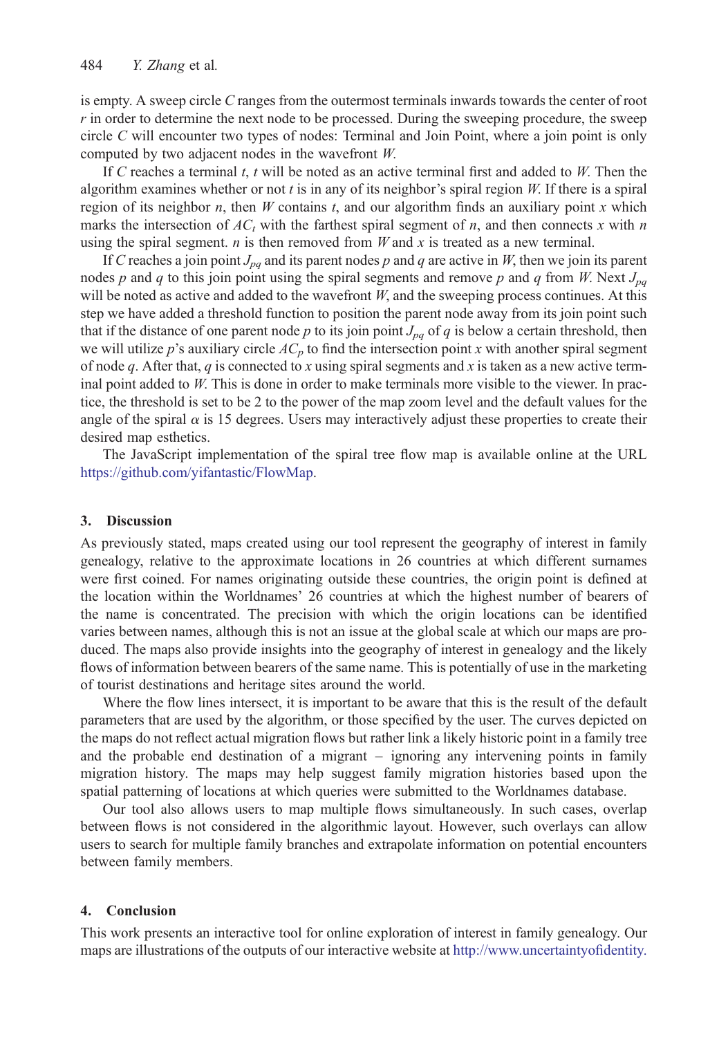is empty. A sweep circle $C$ ranges from the outermost terminals inwards towards the center of root $r$ in order to determine the next node to be processed. During the sweeping procedure, the sweep circle $C$ will encounter two types of nodes: Terminal and Join Point, where a join point is only computed by two adjacent nodes in the wavefront $W$.

If $C$ reaches a terminal $t$, $t$ will be noted as an active terminal first and added to $W$. Then the algorithm examines whether or not $t$ is in any of its neighbor's spiral region $W$. If there is a spiral region of its neighbor $n$, then $W$ contains $t$, and our algorithm finds an auxiliary point $x$ which marks the intersection of $AC_t$ with the farthest spiral segment of $n$, and then connects $x$ with $n$ using the spiral segment. $n$ is then removed from $W$ and $x$ is treated as a new terminal.

If $C$ reaches a join point $J_{pq}$ and its parent nodes $p$ and $q$ are active in $W$, then we join its parent nodes $p$ and $q$ to this join point using the spiral segments and remove $p$ and $q$ from $W$. Next $J_{pq}$ will be noted as active and added to the wavefront $W$, and the sweeping process continues. At this step we have added a threshold function to position the parent node away from its join point such that if the distance of one parent node $p$ to its join point $J_{pq}$ of $q$ is below a certain threshold, then we will utilize $p$'s auxiliary circle $AC_p$ to find the intersection point $x$ with another spiral segment of node $q$. After that, $q$ is connected to $x$ using spiral segments and $x$ is taken as a new active terminal point added to $W$. This is done in order to make terminals more visible to the viewer. In practice, the threshold is set to be 2 to the power of the map zoom level and the default values for the angle of the spiral $\alpha$ is 15 degrees. Users may interactively adjust these properties to create their desired map esthetics.

The JavaScript implementation of the spiral tree flow map is available online at the URL https://github.com/yifantastic/FlowMap.

## 3. Discussion

As previously stated, maps created using our tool represent the geography of interest in family genealogy, relative to the approximate locations in 26 countries at which different surnames were first coined. For names originating outside these countries, the origin point is defined at the location within the Worldnames' 26 countries at which the highest number of bearers of the name is concentrated. The precision with which the origin locations can be identified varies between names, although this is not an issue at the global scale at which our maps are produced. The maps also provide insights into the geography of interest in genealogy and the likely flows of information between bearers of the same name. This is potentially of use in the marketing of tourist destinations and heritage sites around the world.

Where the flow lines intersect, it is important to be aware that this is the result of the default parameters that are used by the algorithm, or those specified by the user. The curves depicted on the maps do not reflect actual migration flows but rather link a likely historic point in a family tree and the probable end destination of a migrant – ignoring any intervening points in family migration history. The maps may help suggest family migration histories based upon the spatial patterning of locations at which queries were submitted to the Worldnames database.

Our tool also allows users to map multiple flows simultaneously. In such cases, overlap between flows is not considered in the algorithmic layout. However, such overlays can allow users to search for multiple family branches and extrapolate information on potential encounters between family members.

## 4. Conclusion

This work presents an interactive tool for online exploration of interest in family genealogy. Our maps are illustrations of the outputs of our interactive website at http://www.uncertaintyofidentity.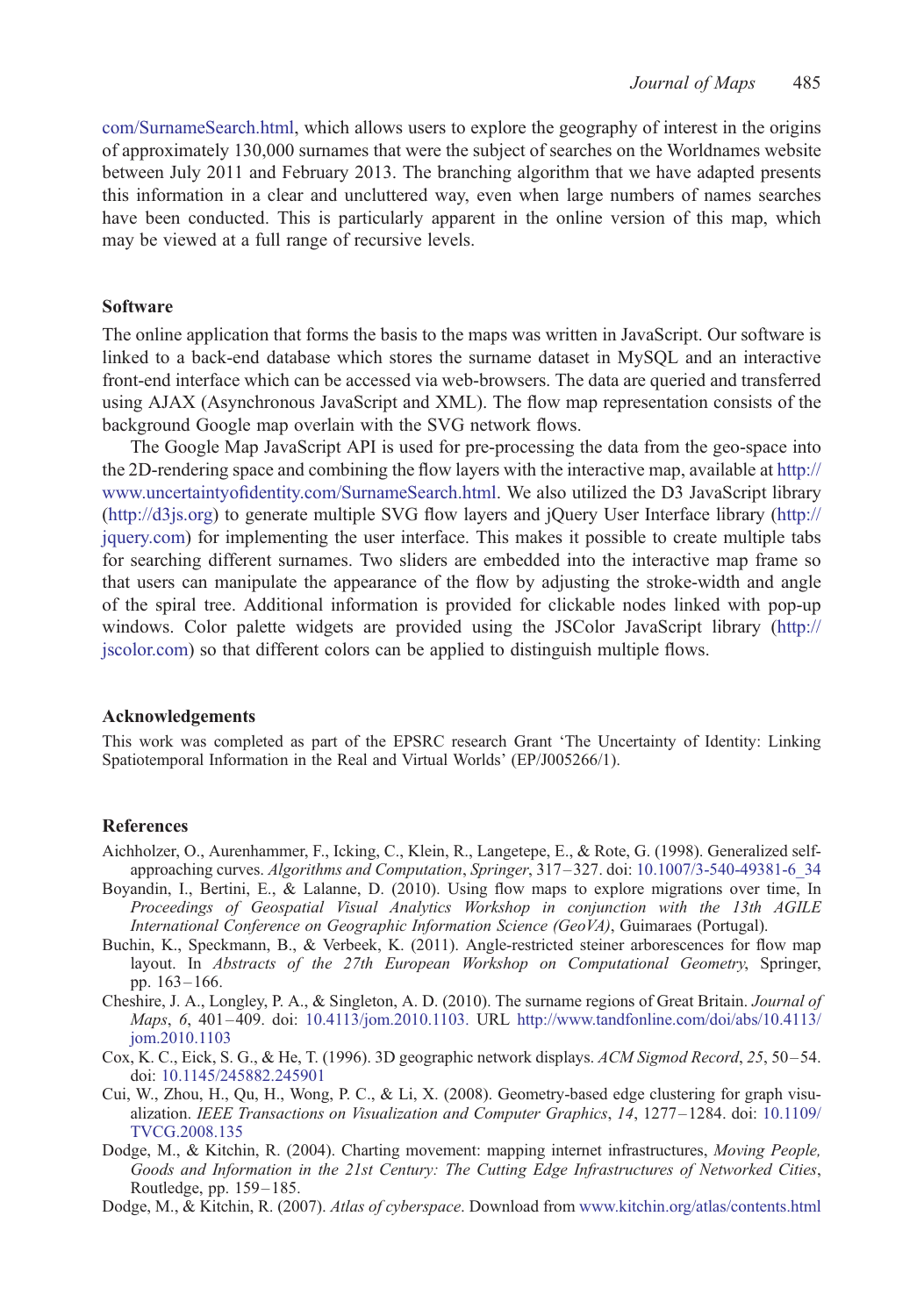com/SurnameSearch.html, which allows users to explore the geography of interest in the origins of approximately 130,000 surnames that were the subject of searches on the Worldnames website between July 2011 and February 2013. The branching algorithm that we have adapted presents this information in a clear and uncluttered way, even when large numbers of names searches have been conducted. This is particularly apparent in the online version of this map, which may be viewed at a full range of recursive levels.

## Software

The online application that forms the basis to the maps was written in JavaScript. Our software is linked to a back-end database which stores the surname dataset in MySQL and an interactive front-end interface which can be accessed via web-browsers. The data are queried and transferred using AJAX (Asynchronous JavaScript and XML). The flow map representation consists of the background Google map overlain with the SVG network flows.

The Google Map JavaScript API is used for pre-processing the data from the geo-space into the 2D-rendering space and combining the flows with the interactive map, available at http://www.uncertaintyofidentity.com/SurnameSearch.html. We also utilized the D3 JavaScript library (http://d3js.org) to generate multiple SVG flow layers and jQuery User Interface library (http://jquery.com) for implementing the user interface. This makes it possible to create multiple tabs for searching different surnames. Two sliders are embedded into the interactive map frame so that users can manipulate the appearance of the flow by adjusting the stroke-width and angle of the spiral tree. Additional information is provided for clickable nodes linked with pop-up windows. Color palette widgets are provided using the JSColor JavaScript library (http://jscolor.com) so that different colors can be applied to distinguish multiple flows.

## Acknowledgements

This work was completed as part of the EPSRC research Grant 'The Uncertainty of Identity: Linking Spatiotemporal Information in the Real and Virtual Worlds' (EP/J005266/1).

## References

Aichholzer, O., Aurenhammer, F., Icking, C., Klein, R., Langetepe, E., & Rote, G. (1998). Generalized self-approaching curves. *Algorithms and Computation*, *Springer*, 317–327. doi: 10.1007/3-540-49381-6_34

Boyandin, I., Bertini, E., & Lalanne, D. (2010). Using flow maps to explore migrations over time, In *Proceedings of Geospatial Visual Analytics Workshop in conjunction with the 13th AGILE International Conference on Geographic Information Science (GeoVA)*, Guimaraes (Portugal).

Buchin, K., Speckmann, B., & Verbeek, K. (2011). Angle-restricted steiner arborescences for flow map layout. In *Abstracts of the 27th European Workshop on Computational Geometry*, Springer, pp. 163–166.

Cheshire, J. A., Longley, P. A., & Singleton, A. D. (2010). The surname regions of Great Britain. *Journal of Maps*, *6*, 401–409. doi: 10.4113/jom.2010.1103. URL http://www.tandfonline.com/doi/abs/10.4113/jom.2010.1103

Cox, K. C., Eick, S. G., & He, T. (1996). 3D geographic network displays. *ACM Sigmod Record*, *25*, 50–54. doi: 10.1145/245882.245901

Cui, W., Zhou, H., Qu, H., Wong, P. C., & Li, X. (2008). Geometry-based edge clustering for graph visualization. *IEEE Transactions on Visualization and Computer Graphics*, *14*, 1277–1284. doi: 10.1109/TVCG.2008.135

Dodge, M., & Kitchin, R. (2004). Charting movement: mapping internet infrastructures, *Moving People, Goods and Information in the 21st Century: The Cutting Edge Infrastructures of Networked Cities*, Routledge, pp. 159–185.

Dodge, M., & Kitchin, R. (2007). *Atlas of cyberspace*. Download from www.kitchin.org/atlas/contents.html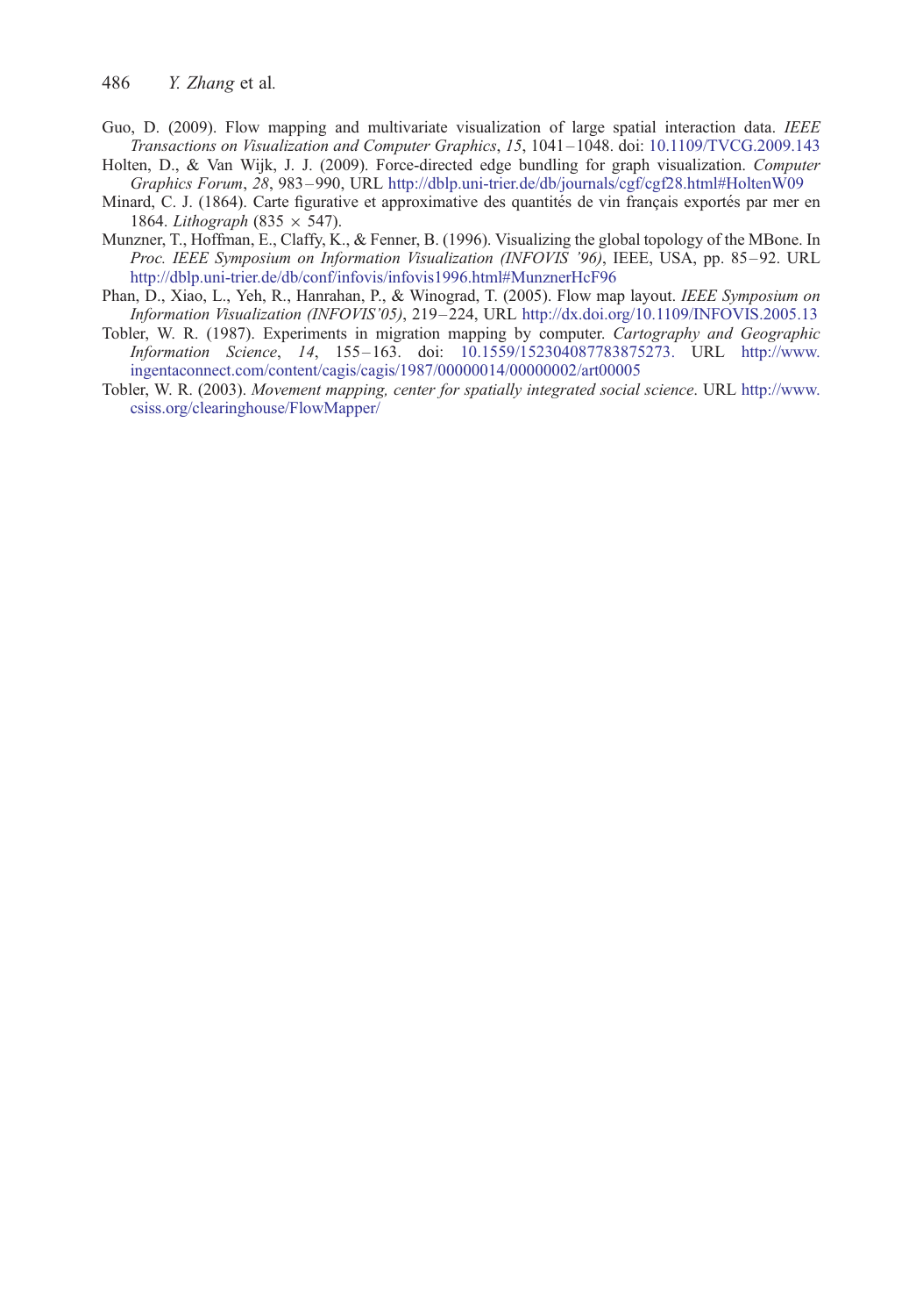Guo, D. (2009). Flow mapping and multivariate visualization of large spatial interaction data. *IEEE Transactions on Visualization and Computer Graphics*, *15*, 1041–1048. doi: 10.1109/TVCG.2009.143

Holten, D., & Van Wijk, J. J. (2009). Force-directed edge bundling for graph visualization. *Computer Graphics Forum*, *28*, 983–990, URL http://dblp.uni-trier.de/db/journals/cgf/cgf28.html#HoltenW09

Minard, C. J. (1864). Carte figurative et approximative des quantités de vin français exportés par mer en 1864. *Lithograph* ($835 \times 547$).

Munzner, T., Hoffman, E., Claffy, K., & Fenner, B. (1996). Visualizing the global topology of the MBone. In *Proc. IEEE Symposium on Information Visualization (INFOVIS '96)*, IEEE, USA, pp. 85–92. URL http://dblp.uni-trier.de/db/conf/infovis/infovis1996.html#MunznerHcF96

Phan, D., Xiao, L., Yeh, R., Hanrahan, P., & Winograd, T. (2005). Flow map layout. *IEEE Symposium on Information Visualization (INFOVIS'05)*, 219–224, URL http://dx.doi.org/10.1109/INFOVIS.2005.13

Tobler, W. R. (1987). Experiments in migration mapping by computer. *Cartography and Geographic Information Science*, *14*, 155–163. doi: 10.1559/152304087783875273. URL http://www.ingentaconnect.com/content/cagis/cagis/1987/00000014/00000002/art00005

Tobler, W. R. (2003). *Movement mapping, center for spatially integrated social science*. URL http://www.csiss.org/clearinghouse/FlowMapper/